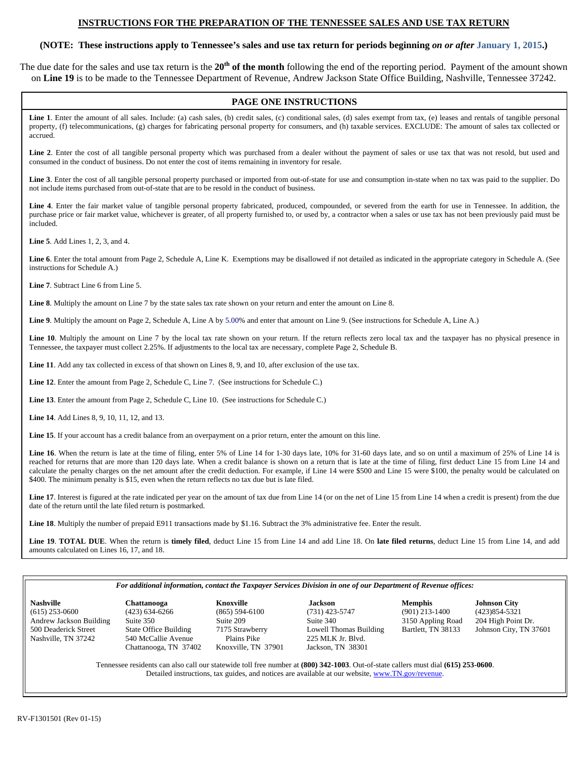# INSTRUCTIONS FOR THE PREPARATION OF THE TENNESSEE SALES AND USE TAX RETURN

**(NOTE: These instructions apply to Tennessee's sales and use tax return for periods beginning *on or after* January 1, 2015.)**

The due date for the sales and use tax return is the **20th of the month** following the end of the reporting period. Payment of the amount shown on **Line 19** is to be made to the Tennessee Department of Revenue, Andrew Jackson State Office Building, Nashville, Tennessee 37242.

## PAGE ONE INSTRUCTIONS

**Line 1**. Enter the amount of all sales. Include: (a) cash sales, (b) credit sales, (c) conditional sales, (d) sales exempt from tax, (e) leases and rentals of tangible personal property, (f) telecommunications, (g) charges for fabricating personal property for consumers, and (h) taxable services. EXCLUDE: The amount of sales tax collected or accrued.

**Line 2**. Enter the cost of all tangible personal property which was purchased from a dealer without the payment of sales or use tax that was not resold, but used and consumed in the conduct of business. Do not enter the cost of items remaining in inventory for resale.

**Line 3**. Enter the cost of all tangible personal property purchased or imported from out-of-state for use and consumption in-state when no tax was paid to the supplier. Do not include items purchased from out-of-state that are to be resold in the conduct of business.

**Line 4**. Enter the fair market value of tangible personal property fabricated, produced, compounded, or severed from the earth for use in Tennessee. In addition, the purchase price or fair market value, whichever is greater, of all property furnished to, or used by, a contractor when a sales or use tax has not been previously paid must be included.

**Line 5**. Add Lines 1, 2, 3, and 4.

**Line 6**. Enter the total amount from Page 2, Schedule A, Line K. Exemptions may be disallowed if not detailed as indicated in the appropriate category in Schedule A. (See instructions for Schedule A.)

**Line 7**. Subtract Line 6 from Line 5.

**Line 8**. Multiply the amount on Line 7 by the state sales tax rate shown on your return and enter the amount on Line 8.

**Line 9**. Multiply the amount on Page 2, Schedule A, Line A by 5.00% and enter that amount on Line 9. (See instructions for Schedule A, Line A.)

**Line 10**. Multiply the amount on Line 7 by the local tax rate shown on your return. If the return reflects zero local tax and the taxpayer has no physical presence in Tennessee, the taxpayer must collect 2.25%. If adjustments to the local tax are necessary, complete Page 2, Schedule B.

**Line 11**. Add any tax collected in excess of that shown on Lines 8, 9, and 10, after exclusion of the use tax.

**Line 12**. Enter the amount from Page 2, Schedule C, Line 7. (See instructions for Schedule C.)

**Line 13**. Enter the amount from Page 2, Schedule C, Line 10. (See instructions for Schedule C.)

**Line 14**. Add Lines 8, 9, 10, 11, 12, and 13.

**Line 15**. If your account has a credit balance from an overpayment on a prior return, enter the amount on this line.

**Line 16**. When the return is late at the time of filing, enter 5% of Line 14 for 1-30 days late, 10% for 31-60 days late, and so on until a maximum of 25% of Line 14 is reached for returns that are more than 120 days late. When a credit balance is shown on a return that is late at the time of filing, first deduct Line 15 from Line 14 and calculate the penalty charges on the net amount after the credit deduction. For example, if Line 14 were $500 and Line 15 were $100, the penalty would be calculated on $400. The minimum penalty is $15, even when the return reflects no tax due but is late filed.

**Line 17**. Interest is figured at the rate indicated per year on the amount of tax due from Line 14 (or on the net of Line 15 from Line 14 when a credit is present) from the due date of the return until the late filed return is postmarked.

**Line 18**. Multiply the number of prepaid E911 transactions made by $1.16. Subtract the 3% administrative fee. Enter the result.

**Line 19**. **TOTAL DUE**. When the return is **timely filed**, deduct Line 15 from Line 14 and add Line 18. On **late filed returns**, deduct Line 15 from Line 14, and add amounts calculated on Lines 16, 17, and 18.

---

*For additional information, contact the Taxpayer Services Division in one of our Department of Revenue offices:*

| **Nashville** | **Chattanooga** | **Knoxville** | **Jackson** | **Memphis** | **Johnson City** |
|---|---|---|---|---|---|
| (615) 253-0600 | (423) 634-6266 | (865) 594-6100 | (731) 423-5747 | (901) 213-1400 | (423)854-5321 |
| Andrew Jackson Building | Suite 350 | Suite 209 | Suite 340 | 3150 Appling Road | 204 High Point Dr. |
| 500 Deaderick Street | State Office Building | 7175 Strawberry Plains Pike | Lowell Thomas Building | Bartlett, TN 38133 | Johnson City, TN 37601 |
| Nashville, TN 37242 | 540 McCallie Avenue | Knoxville, TN 37901 | 225 MLK Jr. Blvd. | | |
| | Chattanooga, TN 37402 | | Jackson, TN 38301 | | |

Tennessee residents can also call our statewide toll free number at **(800) 342-1003**. Out-of-state callers must dial **(615) 253-0600**. Detailed instructions, tax guides, and notices are available at our website, www.TN.gov/revenue.

RV-F1301501 (Rev 01-15)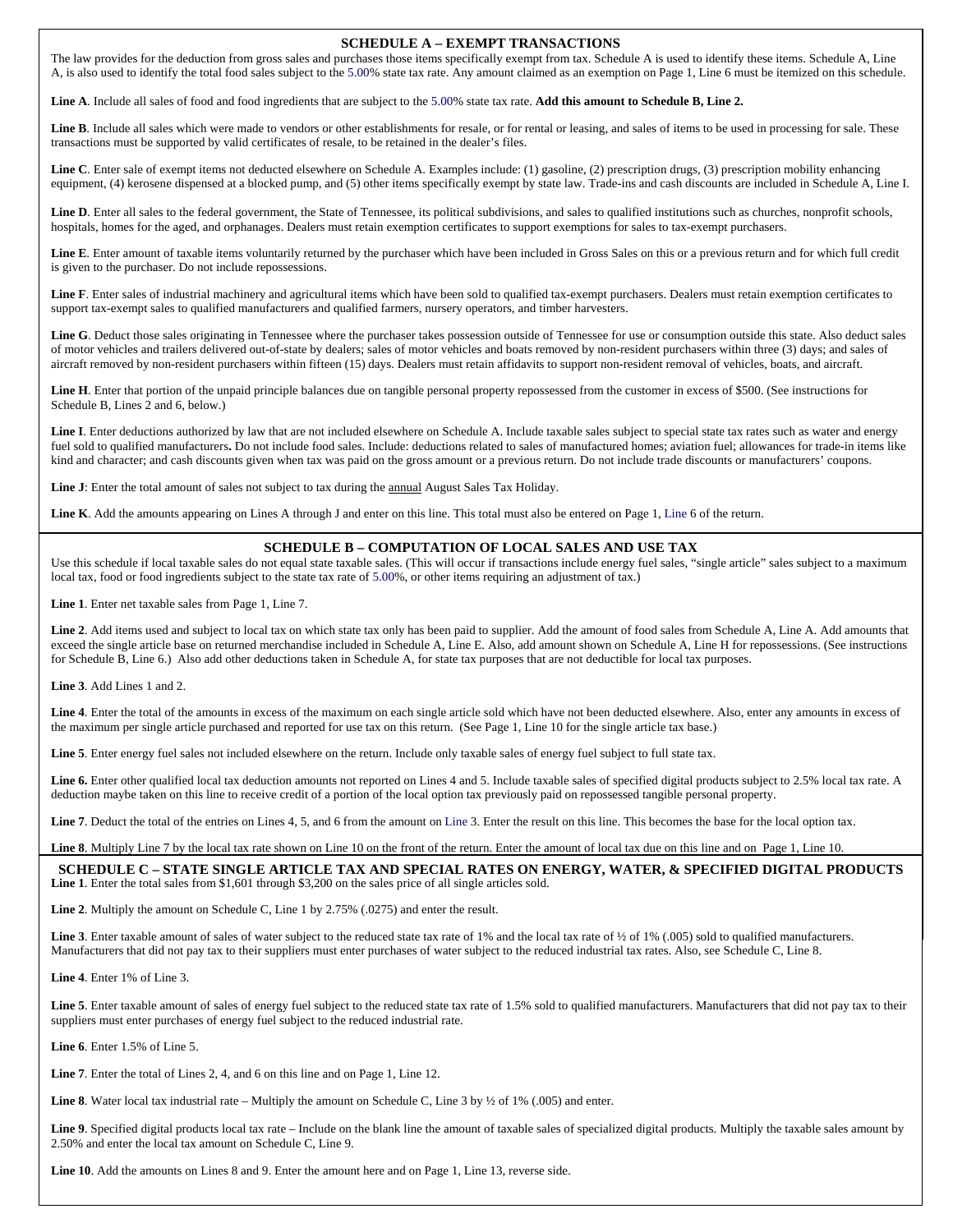## SCHEDULE A – EXEMPT TRANSACTIONS

The law provides for the deduction from gross sales and purchases those items specifically exempt from tax. Schedule A is used to identify these items. Schedule A, Line A, is also used to identify the total food sales subject to the 5.00% state tax rate. Any amount claimed as an exemption on Page 1, Line 6 must be itemized on this schedule.

**Line A**. Include all sales of food and food ingredients that are subject to the 5.00% state tax rate. **Add this amount to Schedule B, Line 2.**

**Line B**. Include all sales which were made to vendors or other establishments for resale, or for rental or leasing, and sales of items to be used in processing for sale. These transactions must be supported by valid certificates of resale, to be retained in the dealer's files.

**Line C**. Enter sale of exempt items not deducted elsewhere on Schedule A. Examples include: (1) gasoline, (2) prescription drugs, (3) prescription mobility enhancing equipment, (4) kerosene dispensed at a blocked pump, and (5) other items specifically exempt by state law. Trade-ins and cash discounts are included in Schedule A, Line I.

**Line D**. Enter all sales to the federal government, the State of Tennessee, its political subdivisions, and sales to qualified institutions such as churches, nonprofit schools, hospitals, homes for the aged, and orphanages. Dealers must retain exemption certificates to support exemptions for sales to tax-exempt purchasers.

**Line E**. Enter amount of taxable items voluntarily returned by the purchaser which have been included in Gross Sales on this or a previous return and for which full credit is given to the purchaser. Do not include repossessions.

**Line F**. Enter sales of industrial machinery and agricultural items which have been sold to qualified tax-exempt purchasers. Dealers must retain exemption certificates to support tax-exempt sales to qualified manufacturers and qualified farmers, nursery operators, and timber harvesters.

**Line G**. Deduct those sales originating in Tennessee where the purchaser takes possession outside of Tennessee for use or consumption outside this state. Also deduct sales of motor vehicles and trailers delivered out-of-state by dealers; sales of motor vehicles and boats removed by non-resident purchasers within three (3) days; and sales of aircraft removed by non-resident purchasers within fifteen (15) days. Dealers must retain affidavits to support non-resident removal of vehicles, boats, and aircraft.

**Line H**. Enter that portion of the unpaid principle balances due on tangible personal property repossessed from the customer in excess of $500. (See instructions for Schedule B, Lines 2 and 6, below.)

**Line I**. Enter deductions authorized by law that are not included elsewhere on Schedule A. Include taxable sales subject to special state tax rates such as water and energy fuel sold to qualified manufacturers**.** Do not include food sales. Include: deductions related to sales of manufactured homes; aviation fuel; allowances for trade-in items like kind and character; and cash discounts given when tax was paid on the gross amount or a previous return. Do not include trade discounts or manufacturers' coupons.

**Line J**: Enter the total amount of sales not subject to tax during the annual August Sales Tax Holiday.

**Line K**. Add the amounts appearing on Lines A through J and enter on this line. This total must also be entered on Page 1, Line 6 of the return.

## SCHEDULE B – COMPUTATION OF LOCAL SALES AND USE TAX

Use this schedule if local taxable sales do not equal state taxable sales. (This will occur if transactions include energy fuel sales, "single article" sales subject to a maximum local tax, food or food ingredients subject to the state tax rate of 5.00%, or other items requiring an adjustment of tax.)

**Line 1**. Enter net taxable sales from Page 1, Line 7.

**Line 2**. Add items used and subject to local tax on which state tax only has been paid to supplier. Add the amount of food sales from Schedule A, Line A. Add amounts that exceed the single article base on returned merchandise included in Schedule A, Line E. Also, add amount shown on Schedule A, Line H for repossessions. (See instructions for Schedule B, Line 6.) Also add other deductions taken in Schedule A, for state tax purposes that are not deductible for local tax purposes.

**Line 3**. Add Lines 1 and 2.

**Line 4**. Enter the total of the amounts in excess of the maximum on each single article sold which have not been deducted elsewhere. Also, enter any amounts in excess of the maximum per single article purchased and reported for use tax on this return. (See Page 1, Line 10 for the single article tax base.)

**Line 5**. Enter energy fuel sales not included elsewhere on the return. Include only taxable sales of energy fuel subject to full state tax.

**Line 6.** Enter other qualified local tax deduction amounts not reported on Lines 4 and 5. Include taxable sales of specified digital products subject to 2.5% local tax rate. A deduction maybe taken on this line to receive credit of a portion of the local option tax previously paid on repossessed tangible personal property.

**Line 7**. Deduct the total of the entries on Lines 4, 5, and 6 from the amount on Line 3. Enter the result on this line. This becomes the base for the local option tax.

**Line 8**. Multiply Line 7 by the local tax rate shown on Line 10 on the front of the return. Enter the amount of local tax due on this line and on Page 1, Line 10.

## SCHEDULE C – STATE SINGLE ARTICLE TAX AND SPECIAL RATES ON ENERGY, WATER, & SPECIFIED DIGITAL PRODUCTS

**Line 1**. Enter the total sales from $1,601 through $3,200 on the sales price of all single articles sold.

**Line 2**. Multiply the amount on Schedule C, Line 1 by 2.75% (.0275) and enter the result.

**Line 3**. Enter taxable amount of sales of water subject to the reduced state tax rate of 1% and the local tax rate of ½ of 1% (.005) sold to qualified manufacturers. Manufacturers that did not pay tax to their suppliers must enter purchases of water subject to the reduced industrial tax rates. Also, see Schedule C, Line 8.

**Line 4**. Enter 1% of Line 3.

**Line 5**. Enter taxable amount of sales of energy fuel subject to the reduced state tax rate of 1.5% sold to qualified manufacturers. Manufacturers that did not pay tax to their suppliers must enter purchases of energy fuel subject to the reduced industrial rate.

**Line 6**. Enter 1.5% of Line 5.

**Line 7**. Enter the total of Lines 2, 4, and 6 on this line and on Page 1, Line 12.

**Line 8**. Water local tax industrial rate – Multiply the amount on Schedule C, Line 3 by ½ of 1% (.005) and enter.

**Line 9**. Specified digital products local tax rate – Include on the blank line the amount of taxable sales of specialized digital products. Multiply the taxable sales amount by 2.50% and enter the local tax amount on Schedule C, Line 9.

**Line 10**. Add the amounts on Lines 8 and 9. Enter the amount here and on Page 1, Line 13, reverse side.